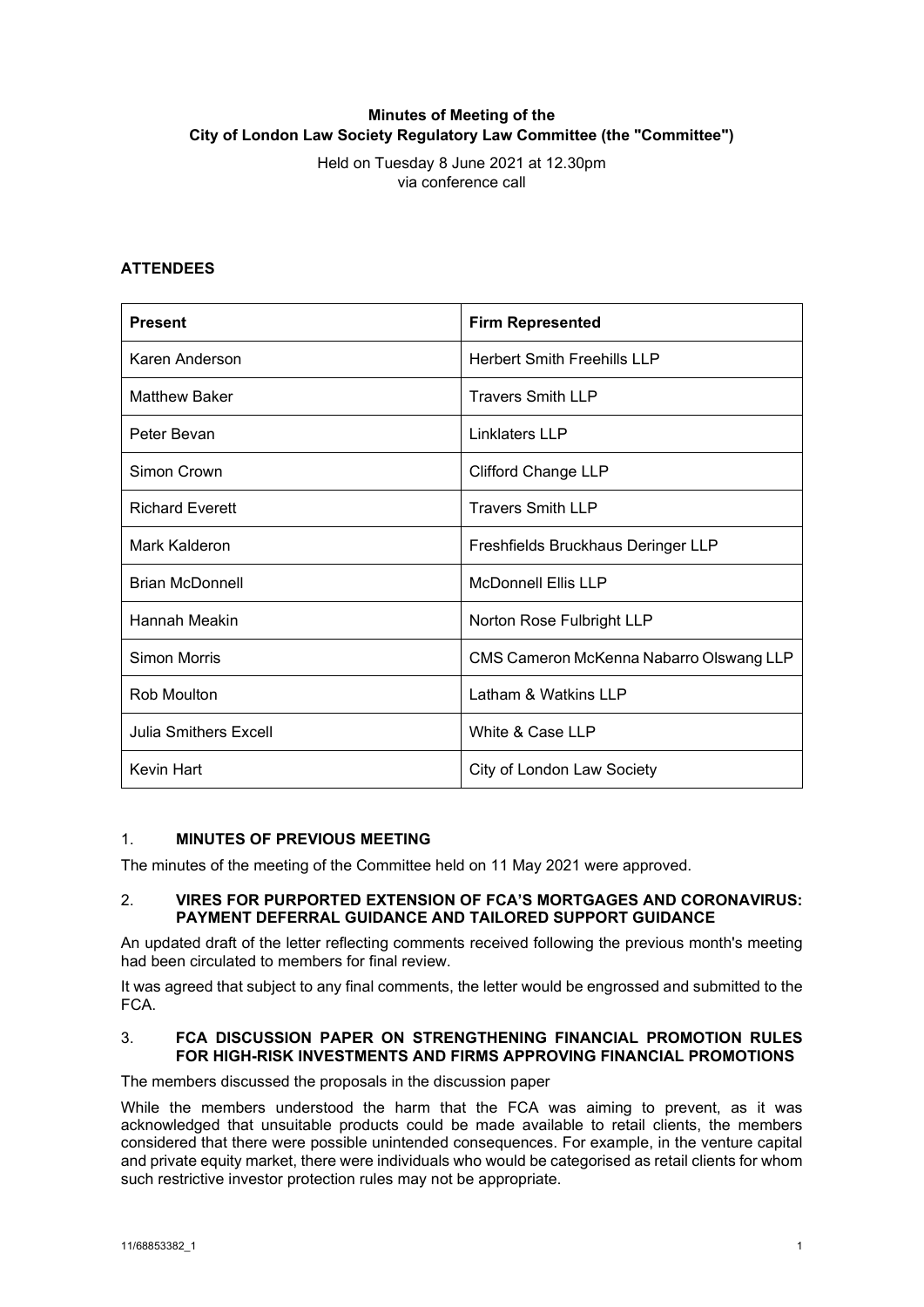**Minutes of Meeting of the City of London Law Society Regulatory Law Committee (the "Committee")**

Held on Tuesday 8 June 2021 at 12.30pm via conference call

## ATTENDEES

| Present | Firm Represented |
|---|---|
| Karen Anderson | Herbert Smith Freehills LLP |
| Matthew Baker | Travers Smith LLP |
| Peter Bevan | Linklaters LLP |
| Simon Crown | Clifford Change LLP |
| Richard Everett | Travers Smith LLP |
| Mark Kalderon | Freshfields Bruckhaus Deringer LLP |
| Brian McDonnell | McDonnell Ellis LLP |
| Hannah Meakin | Norton Rose Fulbright LLP |
| Simon Morris | CMS Cameron McKenna Nabarro Olswang LLP |
| Rob Moulton | Latham & Watkins LLP |
| Julia Smithers Excell | White & Case LLP |
| Kevin Hart | City of London Law Society |

## 1. MINUTES OF PREVIOUS MEETING

The minutes of the meeting of the Committee held on 11 May 2021 were approved.

## 2. VIRES FOR PURPORTED EXTENSION OF FCA'S MORTGAGES AND CORONAVIRUS: PAYMENT DEFERRAL GUIDANCE AND TAILORED SUPPORT GUIDANCE

An updated draft of the letter reflecting comments received following the previous month's meeting had been circulated to members for final review.

It was agreed that subject to any final comments, the letter would be engrossed and submitted to the FCA.

## 3. FCA DISCUSSION PAPER ON STRENGTHENING FINANCIAL PROMOTION RULES FOR HIGH-RISK INVESTMENTS AND FIRMS APPROVING FINANCIAL PROMOTIONS

The members discussed the proposals in the discussion paper

While the members understood the harm that the FCA was aiming to prevent, as it was acknowledged that unsuitable products could be made available to retail clients, the members considered that there were possible unintended consequences. For example, in the venture capital and private equity market, there were individuals who would be categorised as retail clients for whom such restrictive investor protection rules may not be appropriate.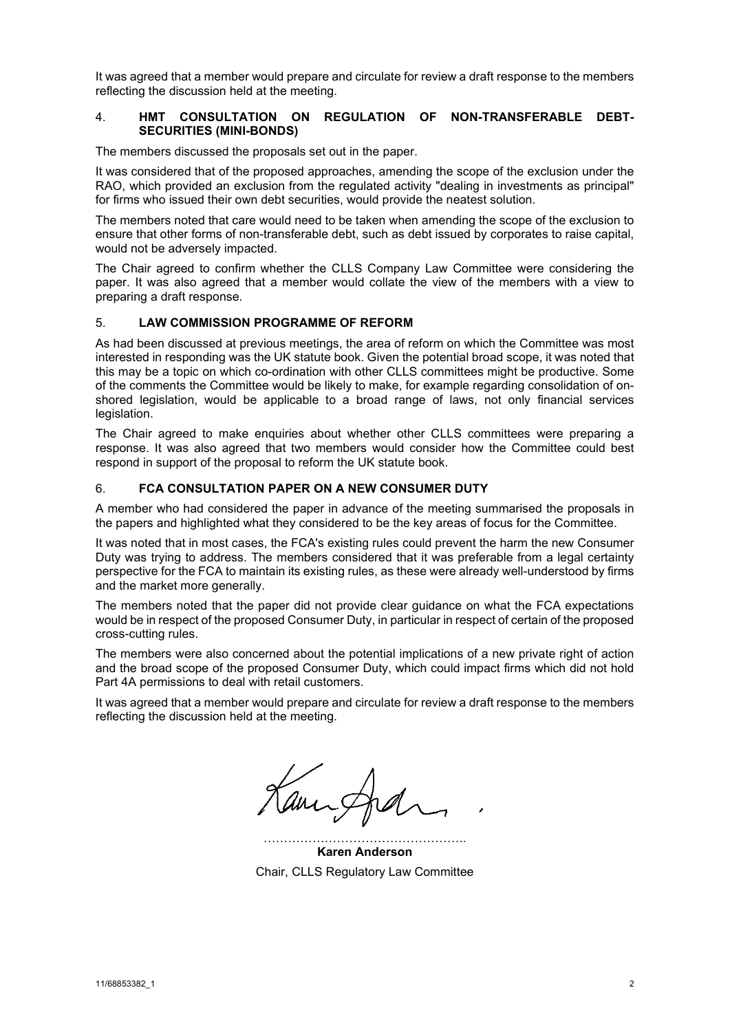It was agreed that a member would prepare and circulate for review a draft response to the members reflecting the discussion held at the meeting.

## 4. HMT CONSULTATION ON REGULATION OF NON-TRANSFERABLE DEBT-SECURITIES (MINI-BONDS)

The members discussed the proposals set out in the paper.

It was considered that of the proposed approaches, amending the scope of the exclusion under the RAO, which provided an exclusion from the regulated activity "dealing in investments as principal" for firms who issued their own debt securities, would provide the neatest solution.

The members noted that care would need to be taken when amending the scope of the exclusion to ensure that other forms of non-transferable debt, such as debt issued by corporates to raise capital, would not be adversely impacted.

The Chair agreed to confirm whether the CLLS Company Law Committee were considering the paper. It was also agreed that a member would collate the view of the members with a view to preparing a draft response.

## 5. LAW COMMISSION PROGRAMME OF REFORM

As had been discussed at previous meetings, the area of reform on which the Committee was most interested in responding was the UK statute book. Given the potential broad scope, it was noted that this may be a topic on which co-ordination with other CLLS committees might be productive. Some of the comments the Committee would be likely to make, for example regarding consolidation of on-shored legislation, would be applicable to a broad range of laws, not only financial services legislation.

The Chair agreed to make enquiries about whether other CLLS committees were preparing a response. It was also agreed that two members would consider how the Committee could best respond in support of the proposal to reform the UK statute book.

## 6. FCA CONSULTATION PAPER ON A NEW CONSUMER DUTY

A member who had considered the paper in advance of the meeting summarised the proposals in the papers and highlighted what they considered to be the key areas of focus for the Committee.

It was noted that in most cases, the FCA's existing rules could prevent the harm the new Consumer Duty was trying to address. The members considered that it was preferable from a legal certainty perspective for the FCA to maintain its existing rules, as these were already well-understood by firms and the market more generally.

The members noted that the paper did not provide clear guidance on what the FCA expectations would be in respect of the proposed Consumer Duty, in particular in respect of certain of the proposed cross-cutting rules.

The members were also concerned about the potential implications of a new private right of action and the broad scope of the proposed Consumer Duty, which could impact firms which did not hold Part 4A permissions to deal with retail customers.

It was agreed that a member would prepare and circulate for review a draft response to the members reflecting the discussion held at the meeting.

…………………………………………..

**Karen Anderson**

Chair, CLLS Regulatory Law Committee

11/68853382_1